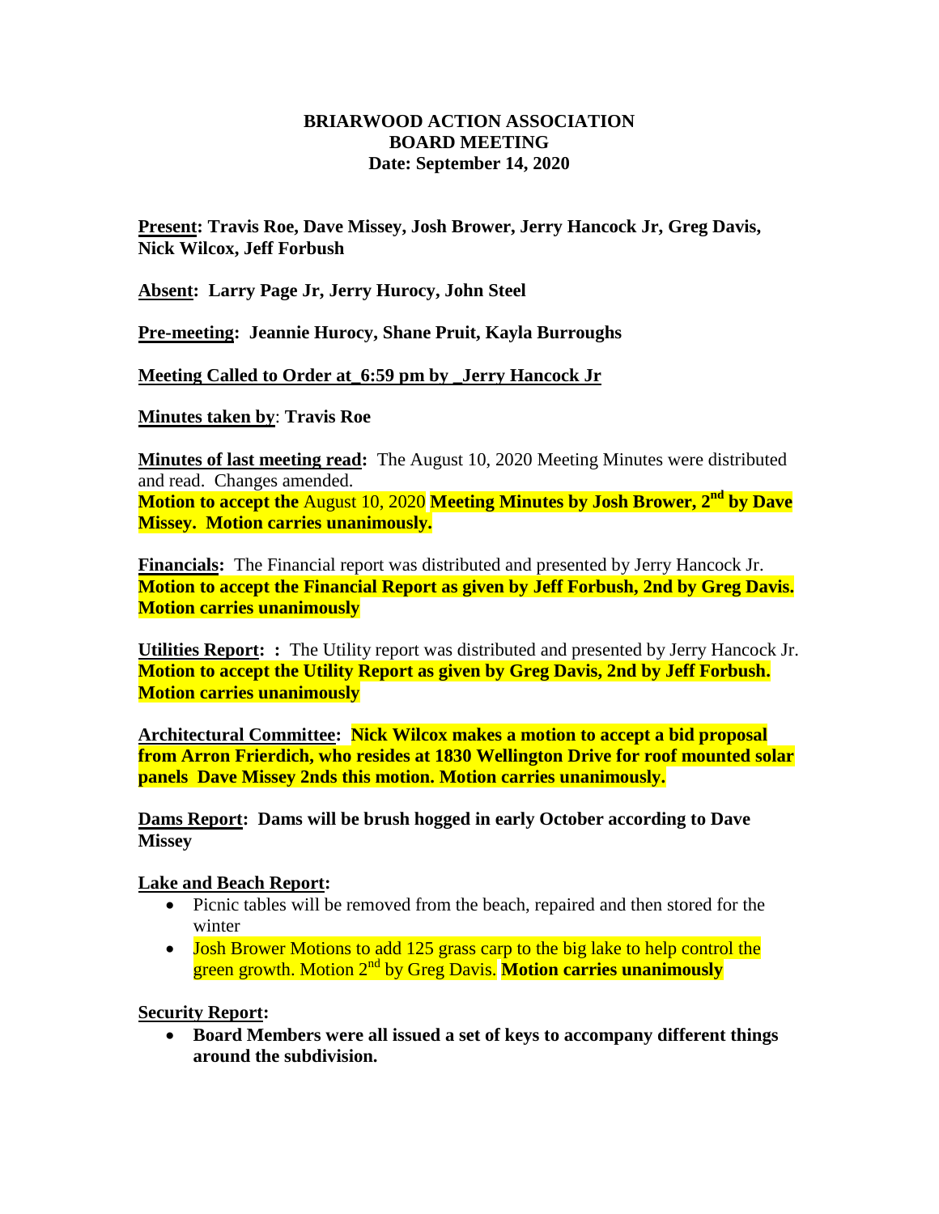**BRIARWOOD ACTION ASSOCIATION**
**BOARD MEETING**
**Date: September 14, 2020**

**Present: Travis Roe, Dave Missey, Josh Brower, Jerry Hancock Jr, Greg Davis, Nick Wilcox, Jeff Forbush**

**Absent: Larry Page Jr, Jerry Hurocy, John Steel**

**Pre-meeting: Jeannie Hurocy, Shane Pruit, Kayla Burroughs**

**Meeting Called to Order at_6:59 pm by _Jerry Hancock Jr**

**Minutes taken by**: **Travis Roe**

**Minutes of last meeting read:** The August 10, 2020 Meeting Minutes were distributed and read. Changes amended.
**Motion to accept the** August 10, 2020 **Meeting Minutes by Josh Brower, 2nd by Dave Missey. Motion carries unanimously.**

**Financials:** The Financial report was distributed and presented by Jerry Hancock Jr.
**Motion to accept the Financial Report as given by Jeff Forbush, 2nd by Greg Davis. Motion carries unanimously**

**Utilities Report: :** The Utility report was distributed and presented by Jerry Hancock Jr.
**Motion to accept the Utility Report as given by Greg Davis, 2nd by Jeff Forbush. Motion carries unanimously**

**Architectural Committee: Nick Wilcox makes a motion to accept a bid proposal from Arron Frierdich, who resides at 1830 Wellington Drive for roof mounted solar panels Dave Missey 2nds this motion. Motion carries unanimously.**

**Dams Report: Dams will be brush hogged in early October according to Dave Missey**

**Lake and Beach Report:**

- Picnic tables will be removed from the beach, repaired and then stored for the winter
- Josh Brower Motions to add 125 grass carp to the big lake to help control the green growth. Motion 2nd by Greg Davis. **Motion carries unanimously**

**Security Report:**

- **Board Members were all issued a set of keys to accompany different things around the subdivision.**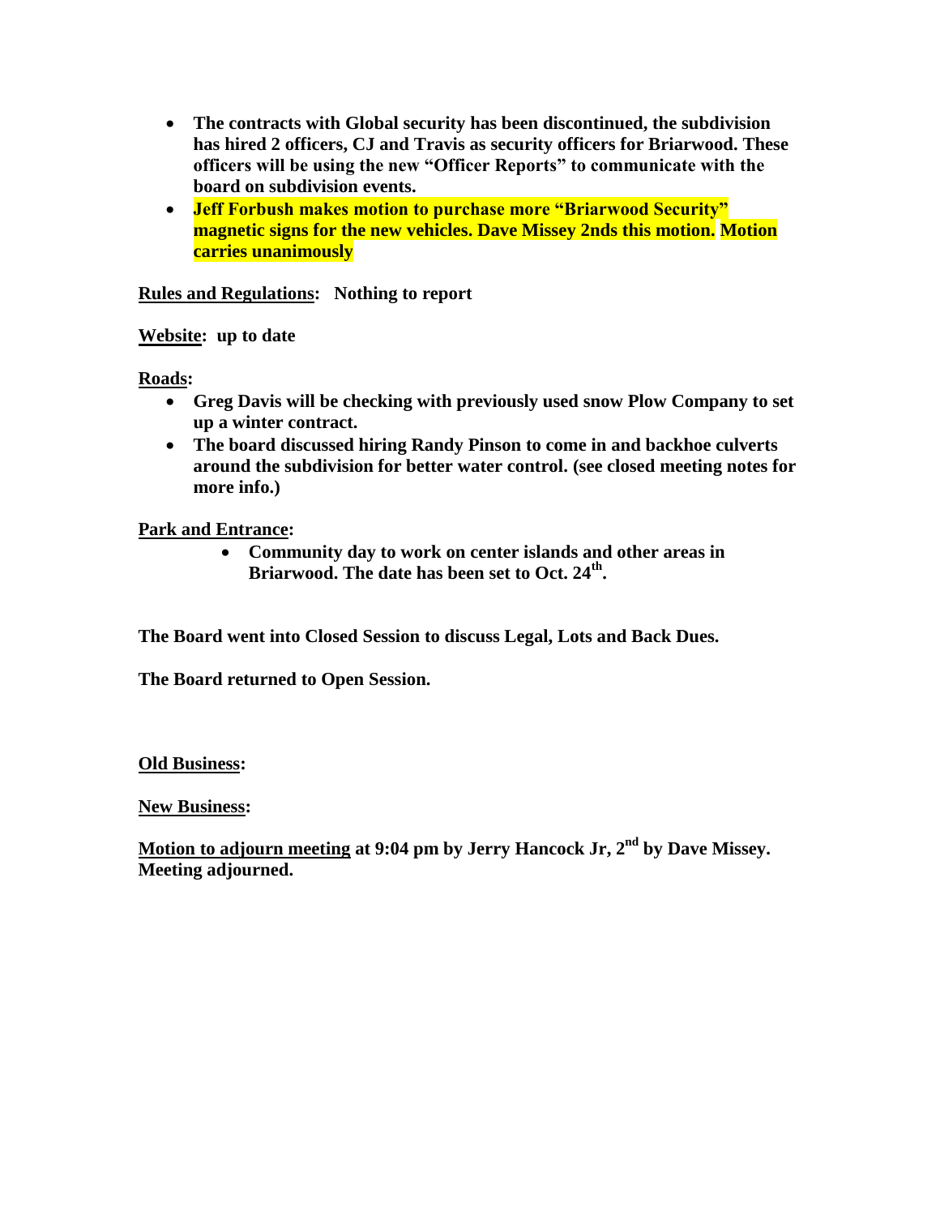- **The contracts with Global security has been discontinued, the subdivision has hired 2 officers, CJ and Travis as security officers for Briarwood. These officers will be using the new "Officer Reports" to communicate with the board on subdivision events.**
- **Jeff Forbush makes motion to purchase more "Briarwood Security" magnetic signs for the new vehicles. Dave Missey 2nds this motion. Motion carries unanimously**

**Rules and Regulations: Nothing to report**

**Website: up to date**

**Roads:**

- **Greg Davis will be checking with previously used snow Plow Company to set up a winter contract.**
- **The board discussed hiring Randy Pinson to come in and backhoe culverts around the subdivision for better water control. (see closed meeting notes for more info.)**

**Park and Entrance:**

- **Community day to work on center islands and other areas in Briarwood. The date has been set to Oct. 24th.**

**The Board went into Closed Session to discuss Legal, Lots and Back Dues.**

**The Board returned to Open Session.**

**Old Business:**

**New Business:**

**Motion to adjourn meeting at 9:04 pm by Jerry Hancock Jr, 2nd by Dave Missey. Meeting adjourned.**